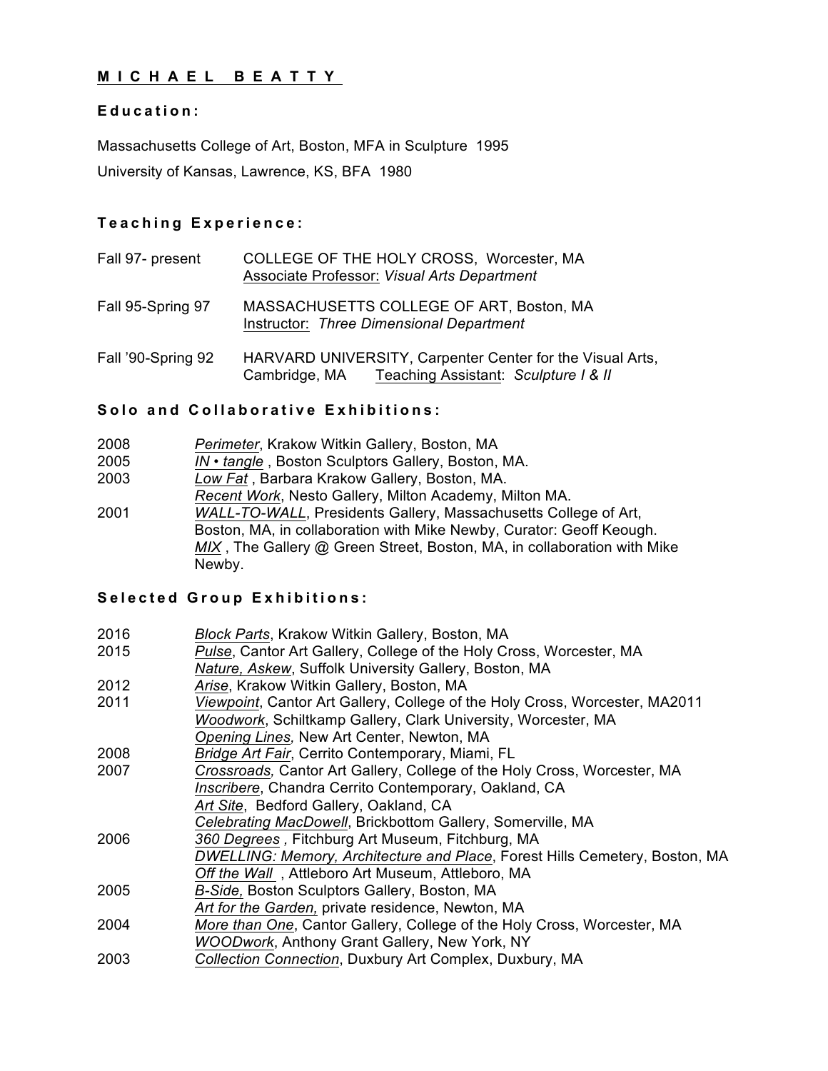# M I C H A E L   B E A T T Y

## Education:

Massachusetts College of Art, Boston, MFA in Sculpture 1995

University of Kansas, Lawrence, KS, BFA 1980

## Teaching Experience:

| | |
|---|---|
| Fall 97- present | COLLEGE OF THE HOLY CROSS, Worcester, MA<br>Associate Professor: *Visual Arts Department* |
| Fall 95-Spring 97 | MASSACHUSETTS COLLEGE OF ART, Boston, MA<br>Instructor: *Three Dimensional Department* |
| Fall '90-Spring 92 | HARVARD UNIVERSITY, Carpenter Center for the Visual Arts, Cambridge, MA Teaching Assistant: *Sculpture I & II* |

## Solo and Collaborative Exhibitions:

| | |
|---|---|
| 2008 | *Perimeter*, Krakow Witkin Gallery, Boston, MA |
| 2005 | *IN • tangle* , Boston Sculptors Gallery, Boston, MA. |
| 2003 | *Low Fat* , Barbara Krakow Gallery, Boston, MA. |
| | *Recent Work*, Nesto Gallery, Milton Academy, Milton MA. |
| 2001 | *WALL-TO-WALL*, Presidents Gallery, Massachusetts College of Art, Boston, MA, in collaboration with Mike Newby, Curator: Geoff Keough. |
| | *MIX* , The Gallery @ Green Street, Boston, MA, in collaboration with Mike Newby. |

## Selected Group Exhibitions:

| | |
|---|---|
| 2016 | *Block Parts*, Krakow Witkin Gallery, Boston, MA |
| 2015 | *Pulse*, Cantor Art Gallery, College of the Holy Cross, Worcester, MA |
| | *Nature, Askew*, Suffolk University Gallery, Boston, MA |
| 2012 | *Arise*, Krakow Witkin Gallery, Boston, MA |
| 2011 | *Viewpoint*, Cantor Art Gallery, College of the Holy Cross, Worcester, MA2011 |
| | *Woodwork*, Schiltkamp Gallery, Clark University, Worcester, MA |
| | *Opening Lines,* New Art Center, Newton, MA |
| 2008 | *Bridge Art Fair*, Cerrito Contemporary, Miami, FL |
| 2007 | *Crossroads,* Cantor Art Gallery, College of the Holy Cross, Worcester, MA |
| | *Inscribere*, Chandra Cerrito Contemporary, Oakland, CA |
| | *Art Site*, Bedford Gallery, Oakland, CA |
| | *Celebrating MacDowell*, Brickbottom Gallery, Somerville, MA |
| 2006 | *360 Degrees ,* Fitchburg Art Museum, Fitchburg, MA |
| | *DWELLING: Memory, Architecture and Place*, Forest Hills Cemetery, Boston, MA |
| | *Off the Wall* , Attleboro Art Museum, Attleboro, MA |
| 2005 | *B-Side,* Boston Sculptors Gallery, Boston, MA |
| | *Art for the Garden,* private residence, Newton, MA |
| 2004 | *More than One*, Cantor Gallery, College of the Holy Cross, Worcester, MA |
| | *WOODwork*, Anthony Grant Gallery, New York, NY |
| 2003 | *Collection Connection*, Duxbury Art Complex, Duxbury, MA |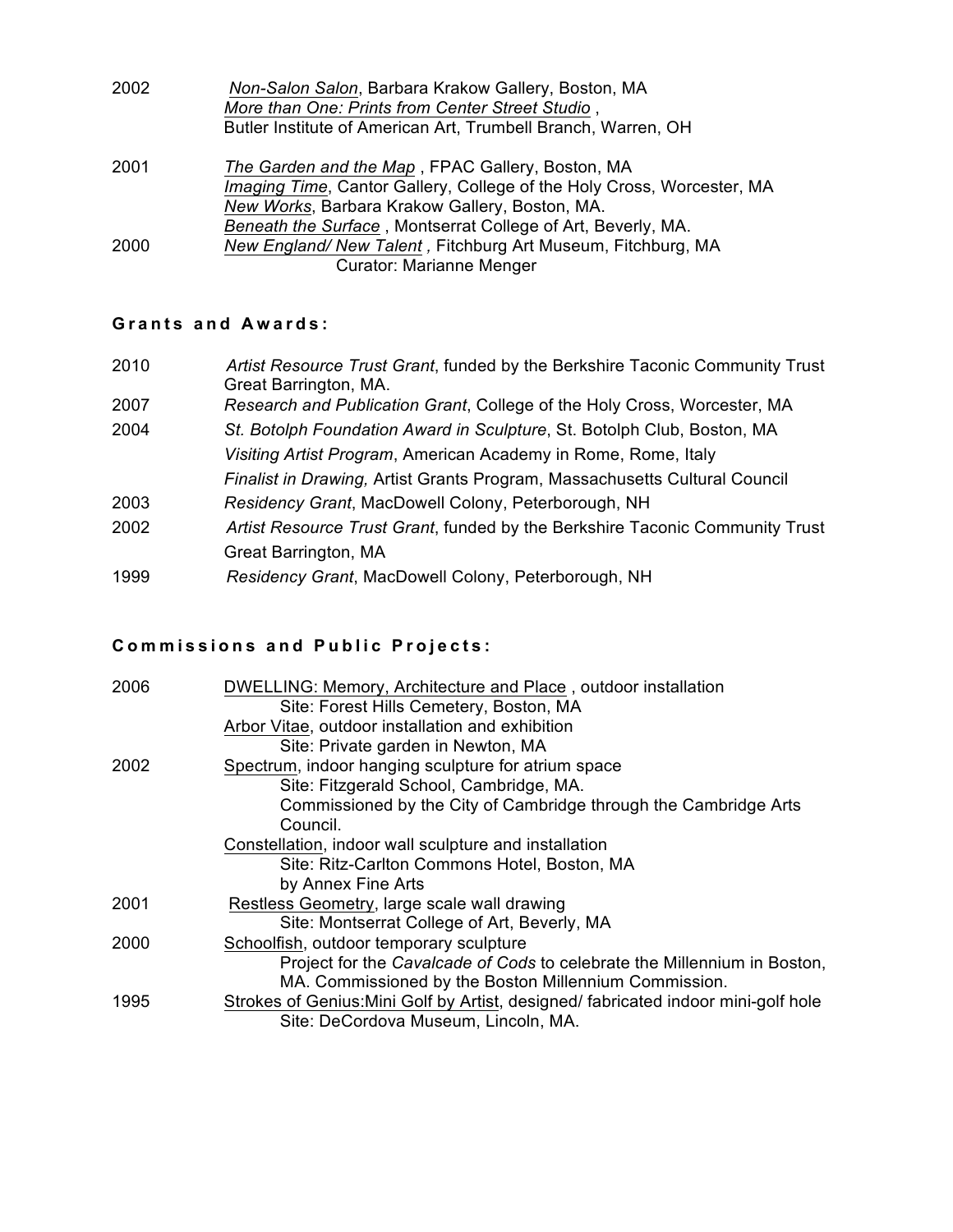2002 *Non-Salon Salon*, Barbara Krakow Gallery, Boston, MA
*More than One: Prints from Center Street Studio* ,
Butler Institute of American Art, Trumbell Branch, Warren, OH

2001 *The Garden and the Map* , FPAC Gallery, Boston, MA
*Imaging Time*, Cantor Gallery, College of the Holy Cross, Worcester, MA
*New Works*, Barbara Krakow Gallery, Boston, MA.
*Beneath the Surface* , Montserrat College of Art, Beverly, MA.

2000 *New England/ New Talent ,* Fitchburg Art Museum, Fitchburg, MA
Curator: Marianne Menger

## Grants and Awards:

2010 *Artist Resource Trust Grant*, funded by the Berkshire Taconic Community Trust Great Barrington, MA.

2007 *Research and Publication Grant*, College of the Holy Cross, Worcester, MA

2004 *St. Botolph Foundation Award in Sculpture*, St. Botolph Club, Boston, MA
*Visiting Artist Program*, American Academy in Rome, Rome, Italy
*Finalist in Drawing,* Artist Grants Program, Massachusetts Cultural Council

2003 *Residency Grant*, MacDowell Colony, Peterborough, NH

2002 *Artist Resource Trust Grant*, funded by the Berkshire Taconic Community Trust
Great Barrington, MA

1999 *Residency Grant*, MacDowell Colony, Peterborough, NH

## Commissions and Public Projects:

2006 DWELLING: Memory, Architecture and Place , outdoor installation
Site: Forest Hills Cemetery, Boston, MA
Arbor Vitae, outdoor installation and exhibition
Site: Private garden in Newton, MA

2002 Spectrum, indoor hanging sculpture for atrium space
Site: Fitzgerald School, Cambridge, MA.
Commissioned by the City of Cambridge through the Cambridge Arts Council.
Constellation, indoor wall sculpture and installation
Site: Ritz-Carlton Commons Hotel, Boston, MA
by Annex Fine Arts

2001 Restless Geometry, large scale wall drawing
Site: Montserrat College of Art, Beverly, MA

2000 Schoolfish, outdoor temporary sculpture
Project for the *Cavalcade of Cods* to celebrate the Millennium in Boston, MA. Commissioned by the Boston Millennium Commission.

1995 Strokes of Genius:Mini Golf by Artist, designed/ fabricated indoor mini-golf hole
Site: DeCordova Museum, Lincoln, MA.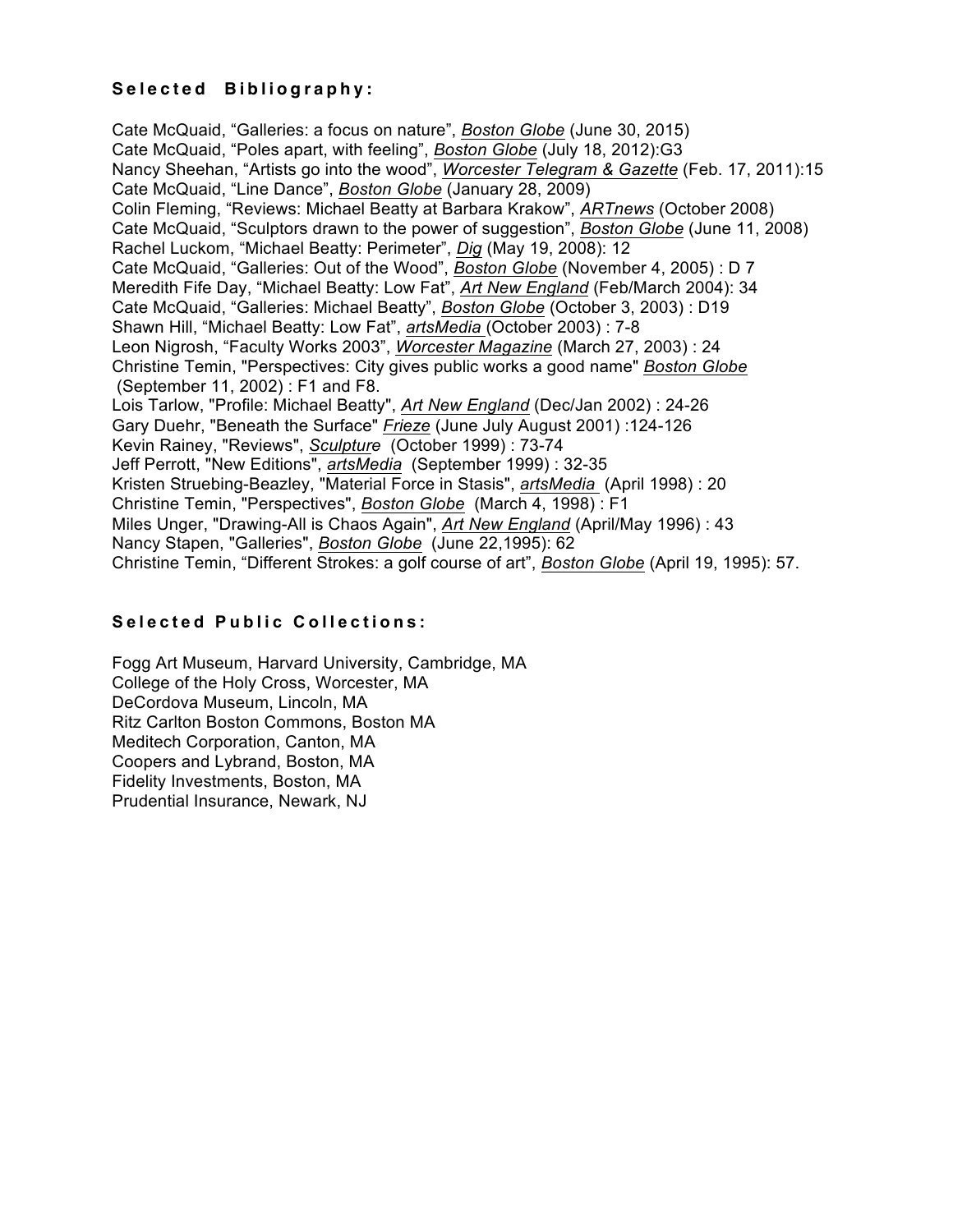## Selected Bibliography:

Cate McQuaid, "Galleries: a focus on nature", ***Boston Globe*** (June 30, 2015)
Cate McQuaid, "Poles apart, with feeling", ***Boston Globe*** (July 18, 2012):G3
Nancy Sheehan, "Artists go into the wood", ***Worcester Telegram & Gazette*** (Feb. 17, 2011):15
Cate McQuaid, "Line Dance", ***Boston Globe*** (January 28, 2009)
Colin Fleming, "Reviews: Michael Beatty at Barbara Krakow", ***ARTnews*** (October 2008)
Cate McQuaid, "Sculptors drawn to the power of suggestion", ***Boston Globe*** (June 11, 2008)
Rachel Luckom, "Michael Beatty: Perimeter", ***Dig*** (May 19, 2008): 12
Cate McQuaid, "Galleries: Out of the Wood", ***Boston Globe*** (November 4, 2005) : D 7
Meredith Fife Day, "Michael Beatty: Low Fat", ***Art New England*** (Feb/March 2004): 34
Cate McQuaid, "Galleries: Michael Beatty", ***Boston Globe*** (October 3, 2003) : D19
Shawn Hill, "Michael Beatty: Low Fat", ***artsMedia*** (October 2003) : 7-8
Leon Nigrosh, "Faculty Works 2003", ***Worcester Magazine*** (March 27, 2003) : 24
Christine Temin, "Perspectives: City gives public works a good name" ***Boston Globe*** (September 11, 2002) : F1 and F8.
Lois Tarlow, "Profile: Michael Beatty", ***Art New England*** (Dec/Jan 2002) : 24-26
Gary Duehr, "Beneath the Surface" ***Frieze*** (June July August 2001) :124-126
Kevin Rainey, "Reviews", ***Sculpture*** (October 1999) : 73-74
Jeff Perrott, "New Editions", ***artsMedia*** (September 1999) : 32-35
Kristen Struebing-Beazley, "Material Force in Stasis", ***artsMedia*** (April 1998) : 20
Christine Temin, "Perspectives", ***Boston Globe*** (March 4, 1998) : F1
Miles Unger, "Drawing-All is Chaos Again", ***Art New England*** (April/May 1996) : 43
Nancy Stapen, "Galleries", ***Boston Globe*** (June 22,1995): 62
Christine Temin, "Different Strokes: a golf course of art", ***Boston Globe*** (April 19, 1995): 57.

## Selected Public Collections:

Fogg Art Museum, Harvard University, Cambridge, MA
College of the Holy Cross, Worcester, MA
DeCordova Museum, Lincoln, MA
Ritz Carlton Boston Commons, Boston MA
Meditech Corporation, Canton, MA
Coopers and Lybrand, Boston, MA
Fidelity Investments, Boston, MA
Prudential Insurance, Newark, NJ